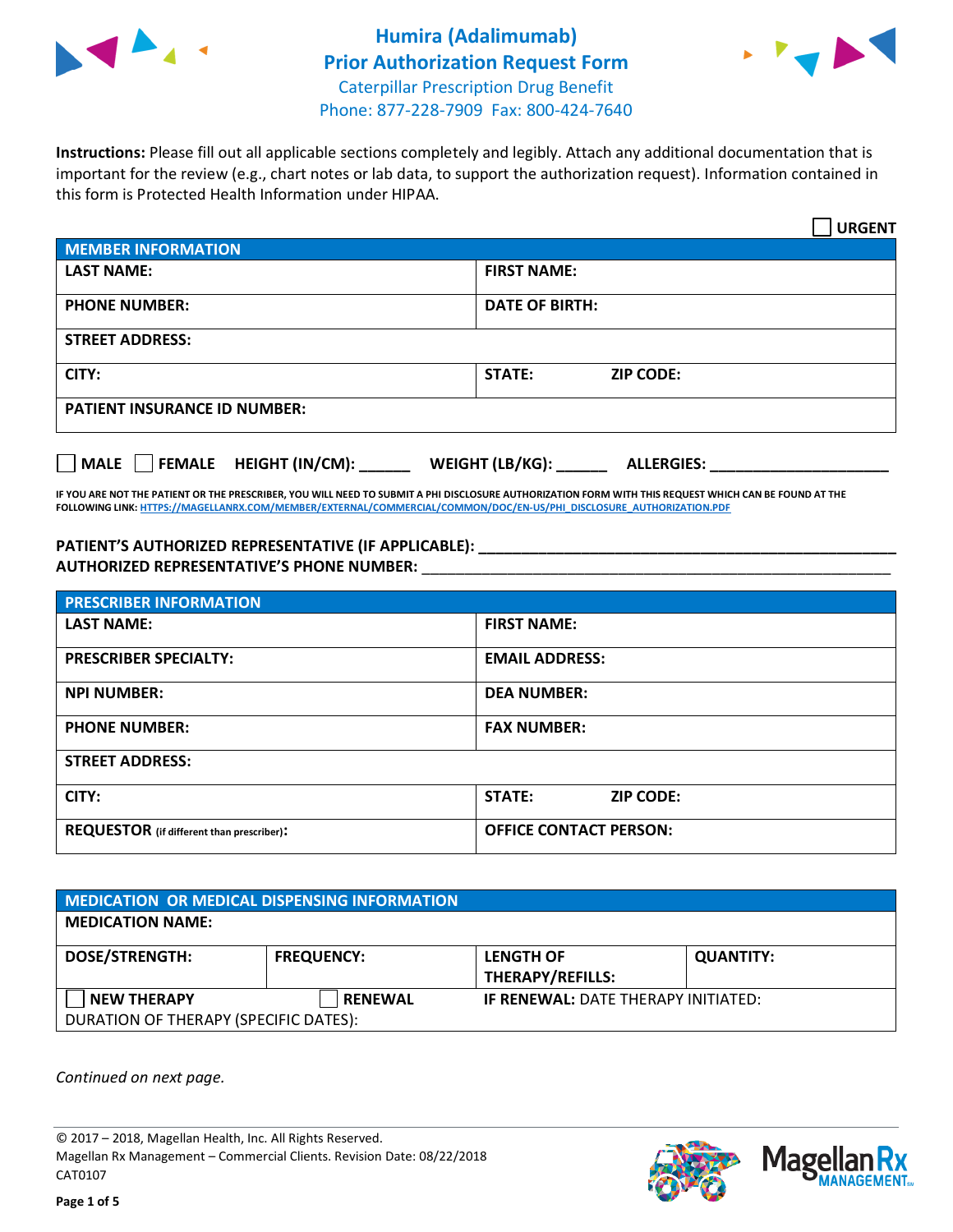# Humira (Adalimumab) Prior Authorization Request Form

Caterpillar Prescription Drug Benefit
Phone: 877-228-7909 Fax: 800-424-7640

**Instructions:** Please fill out all applicable sections completely and legibly. Attach any additional documentation that is important for the review (e.g., chart notes or lab data, to support the authorization request). Information contained in this form is Protected Health Information under HIPAA.

☐ **URGENT**

| MEMBER INFORMATION | |
|---|---|
| **LAST NAME:** | **FIRST NAME:** |
| **PHONE NUMBER:** | **DATE OF BIRTH:** |
| **STREET ADDRESS:** | |
| **CITY:** | **STATE:** **ZIP CODE:** |
| **PATIENT INSURANCE ID NUMBER:** | |

☐ **MALE** ☐ **FEMALE** **HEIGHT (IN/CM):** ______ **WEIGHT (LB/KG):** ______ **ALLERGIES:** ____________________

**IF YOU ARE NOT THE PATIENT OR THE PRESCRIBER, YOU WILL NEED TO SUBMIT A PHI DISCLOSURE AUTHORIZATION FORM WITH THIS REQUEST WHICH CAN BE FOUND AT THE FOLLOWING LINK: HTTPS://MAGELLANRX.COM/MEMBER/EXTERNAL/COMMERCIAL/COMMON/DOC/EN-US/PHI_DISCLOSURE_AUTHORIZATION.PDF**

**PATIENT'S AUTHORIZED REPRESENTATIVE (IF APPLICABLE):** ______________________________________________
**AUTHORIZED REPRESENTATIVE'S PHONE NUMBER:** ______________________________________________

| PRESCRIBER INFORMATION | |
|---|---|
| **LAST NAME:** | **FIRST NAME:** |
| **PRESCRIBER SPECIALTY:** | **EMAIL ADDRESS:** |
| **NPI NUMBER:** | **DEA NUMBER:** |
| **PHONE NUMBER:** | **FAX NUMBER:** |
| **STREET ADDRESS:** | |
| **CITY:** | **STATE:** **ZIP CODE:** |
| **REQUESTOR** (if different than prescriber)**:** | **OFFICE CONTACT PERSON:** |

| MEDICATION OR MEDICAL DISPENSING INFORMATION | | | |
|---|---|---|---|
| **MEDICATION NAME:** | | | |
| **DOSE/STRENGTH:** | **FREQUENCY:** | **LENGTH OF THERAPY/REFILLS:** | **QUANTITY:** |
| ☐ **NEW THERAPY** | ☐ **RENEWAL** | **IF RENEWAL:** DATE THERAPY INITIATED: | |
| DURATION OF THERAPY (SPECIFIC DATES): | | | |

*Continued on next page.*

© 2017 – 2018, Magellan Health, Inc. All Rights Reserved.
Magellan Rx Management – Commercial Clients. Revision Date: 08/22/2018
CAT0107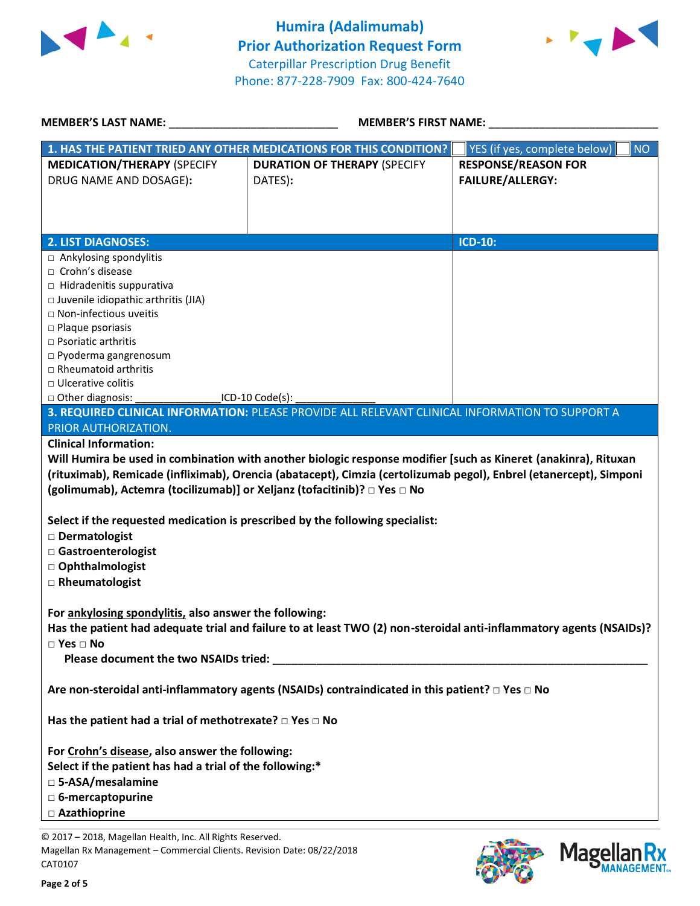# Humira (Adalimumab)
## Prior Authorization Request Form
Caterpillar Prescription Drug Benefit
Phone: 877-228-7909 Fax: 800-424-7640

**MEMBER'S LAST NAME:** ___________________________ **MEMBER'S FIRST NAME:** ___________________________

| 1. HAS THE PATIENT TRIED ANY OTHER MEDICATIONS FOR THIS CONDITION? | | ☐ YES (if yes, complete below) ☐ NO |
|---|---|---|
| **MEDICATION/THERAPY** (SPECIFY DRUG NAME AND DOSAGE): | **DURATION OF THERAPY** (SPECIFY DATES): | **RESPONSE/REASON FOR FAILURE/ALLERGY:** |
| | | |

| 2. LIST DIAGNOSES: | ICD-10: |
|---|---|
| □ Ankylosing spondylitis<br>□ Crohn's disease<br>□ Hidradenitis suppurativa<br>□ Juvenile idiopathic arthritis (JIA)<br>□ Non-infectious uveitis<br>□ Plaque psoriasis<br>□ Psoriatic arthritis<br>□ Pyoderma gangrenosum<br>□ Rheumatoid arthritis<br>□ Ulcerative colitis<br>□ Other diagnosis: _______________ICD-10 Code(s): ______________ | |

**3. REQUIRED CLINICAL INFORMATION:** PLEASE PROVIDE ALL RELEVANT CLINICAL INFORMATION TO SUPPORT A PRIOR AUTHORIZATION.

**Clinical Information:**

**Will Humira be used in combination with another biologic response modifier [such as Kineret (anakinra), Rituxan (rituximab), Remicade (infliximab), Orencia (abatacept), Cimzia (certolizumab pegol), Enbrel (etanercept), Simponi (golimumab), Actemra (tocilizumab)] or Xeljanz (tofacitinib)? □ Yes □ No**

**Select if the requested medication is prescribed by the following specialist:**

**□ Dermatologist**
**□ Gastroenterologist**
**□ Ophthalmologist**
**□ Rheumatologist**

**For ankylosing spondylitis, also answer the following:**
**Has the patient had adequate trial and failure to at least TWO (2) non-steroidal anti-inflammatory agents (NSAIDs)? □ Yes □ No**
**Please document the two NSAIDs tried: ______________________________________________________________**

**Are non-steroidal anti-inflammatory agents (NSAIDs) contraindicated in this patient? □ Yes □ No**

**Has the patient had a trial of methotrexate? □ Yes □ No**

**For Crohn's disease, also answer the following:**
**Select if the patient has had a trial of the following:***
**□ 5-ASA/mesalamine**
**□ 6-mercaptopurine**
**□ Azathioprine**

© 2017 – 2018, Magellan Health, Inc. All Rights Reserved.
Magellan Rx Management – Commercial Clients. Revision Date: 08/22/2018
CAT0107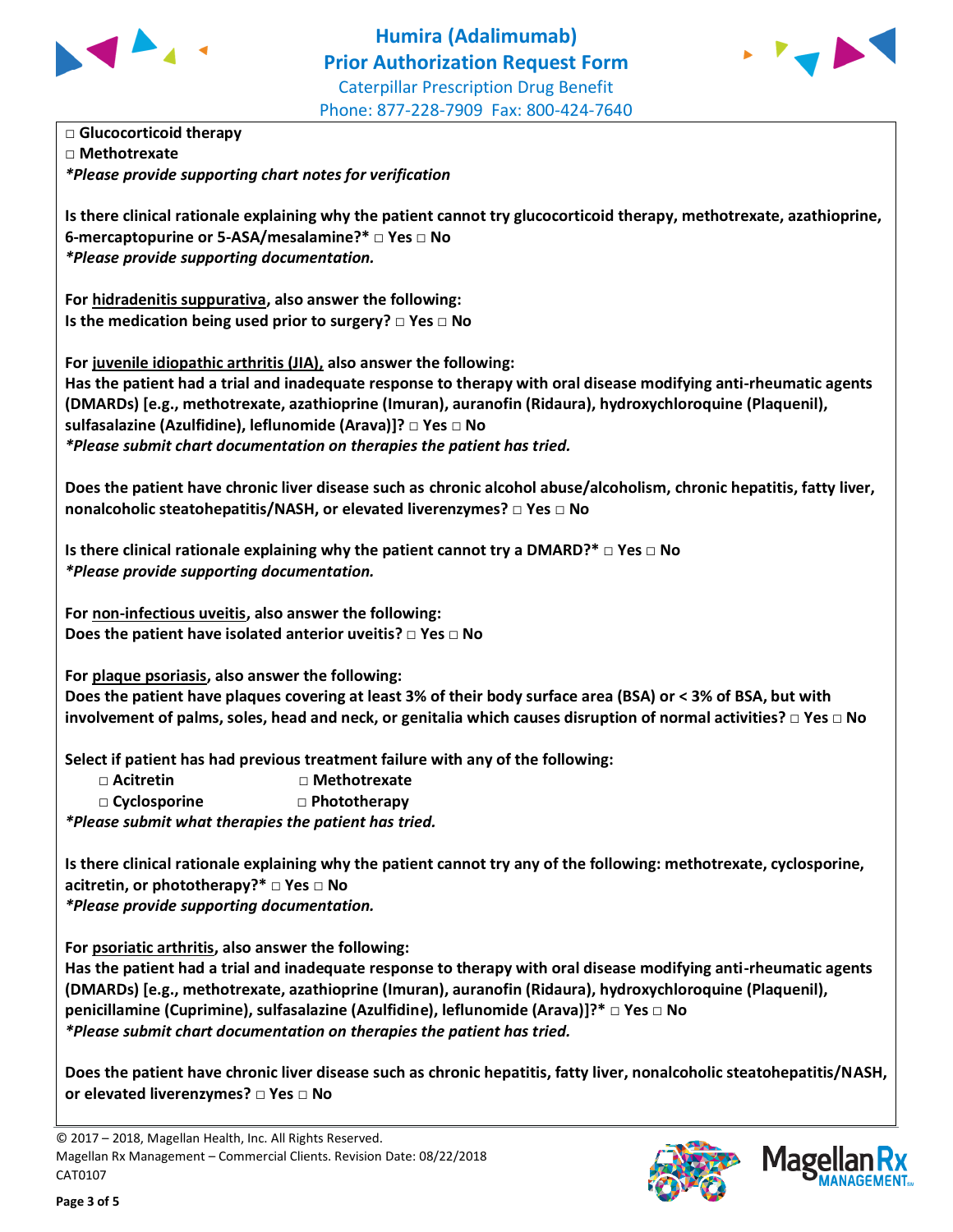□ **Glucocorticoid therapy**
□ **Methotrexate**
***Please provide supporting chart notes for verification***

**Is there clinical rationale explaining why the patient cannot try glucocorticoid therapy, methotrexate, azathioprine, 6-mercaptopurine or 5-ASA/mesalamine?* □ Yes □ No**
***Please provide supporting documentation.***

**For <u>hidradenitis suppurativa</u>, also answer the following:**
**Is the medication being used prior to surgery? □ Yes □ No**

**For <u>juvenile idiopathic arthritis (JIA),</u> also answer the following:**
**Has the patient had a trial and inadequate response to therapy with oral disease modifying anti-rheumatic agents (DMARDs) [e.g., methotrexate, azathioprine (Imuran), auranofin (Ridaura), hydroxychloroquine (Plaquenil), sulfasalazine (Azulfidine), leflunomide (Arava)]? □ Yes □ No**
***Please submit chart documentation on therapies the patient has tried.***

**Does the patient have chronic liver disease such as chronic alcohol abuse/alcoholism, chronic hepatitis, fatty liver, nonalcoholic steatohepatitis/NASH, or elevated liverenzymes? □ Yes □ No**

**Is there clinical rationale explaining why the patient cannot try a DMARD?* □ Yes □ No**
***Please provide supporting documentation.***

**For <u>non-infectious uveitis</u>, also answer the following:**
**Does the patient have isolated anterior uveitis? □ Yes □ No**

**For <u>plaque psoriasis</u>, also answer the following:**
**Does the patient have plaques covering at least 3% of their body surface area (BSA) or < 3% of BSA, but with involvement of palms, soles, head and neck, or genitalia which causes disruption of normal activities? □ Yes □ No**

**Select if patient has had previous treatment failure with any of the following:**

- □ **Acitretin**
- □ **Methotrexate**
- □ **Cyclosporine**
- □ **Phototherapy**

***Please submit what therapies the patient has tried.***

**Is there clinical rationale explaining why the patient cannot try any of the following: methotrexate, cyclosporine, acitretin, or phototherapy?* □ Yes □ No**
***Please provide supporting documentation.***

**For <u>psoriatic arthritis</u>, also answer the following:**
**Has the patient had a trial and inadequate response to therapy with oral disease modifying anti-rheumatic agents (DMARDs) [e.g., methotrexate, azathioprine (Imuran), auranofin (Ridaura), hydroxychloroquine (Plaquenil), penicillamine (Cuprimine), sulfasalazine (Azulfidine), leflunomide (Arava)]?* □ Yes □ No**
***Please submit chart documentation on therapies the patient has tried.***

**Does the patient have chronic liver disease such as chronic hepatitis, fatty liver, nonalcoholic steatohepatitis/NASH, or elevated liverenzymes? □ Yes □ No**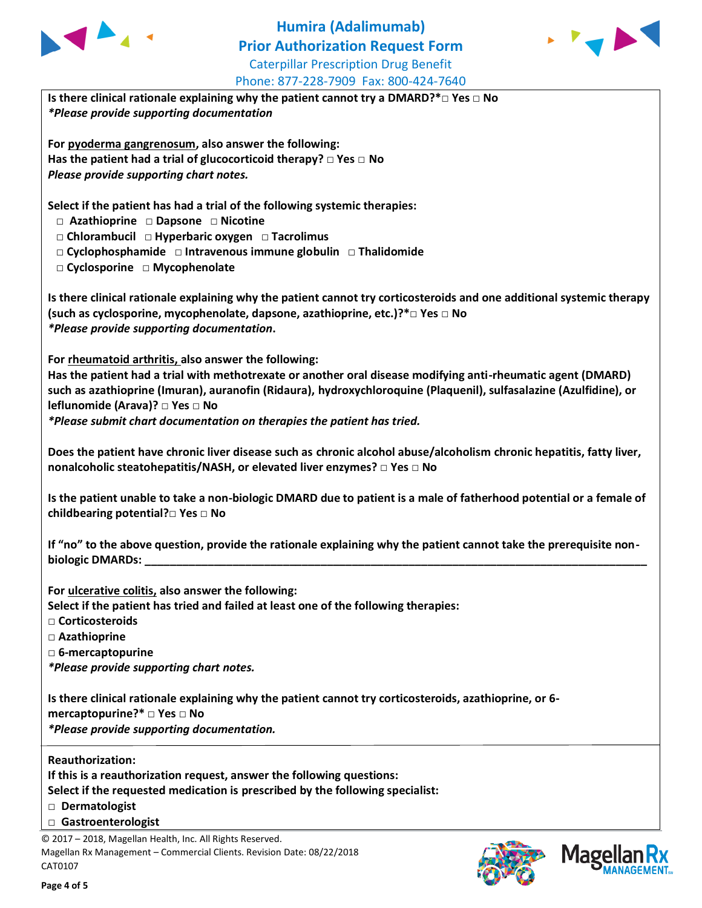**Is there clinical rationale explaining why the patient cannot try a DMARD?*□ Yes □ No**
***Please provide supporting documentation***

**For pyoderma gangrenosum, also answer the following:**
**Has the patient had a trial of glucocorticoid therapy? □ Yes □ No**
***Please provide supporting chart notes.***

**Select if the patient has had a trial of the following systemic therapies:**

**□ Azathioprine □ Dapsone □ Nicotine**
**□ Chlorambucil □ Hyperbaric oxygen □ Tacrolimus**
**□ Cyclophosphamide □ Intravenous immune globulin □ Thalidomide**
**□ Cyclosporine □ Mycophenolate**

**Is there clinical rationale explaining why the patient cannot try corticosteroids and one additional systemic therapy (such as cyclosporine, mycophenolate, dapsone, azathioprine, etc.)?*□ Yes □ No**
***Please provide supporting documentation.***

**For rheumatoid arthritis, also answer the following:**
**Has the patient had a trial with methotrexate or another oral disease modifying anti-rheumatic agent (DMARD) such as azathioprine (Imuran), auranofin (Ridaura), hydroxychloroquine (Plaquenil), sulfasalazine (Azulfidine), or leflunomide (Arava)? □ Yes □ No**
***Please submit chart documentation on therapies the patient has tried.***

**Does the patient have chronic liver disease such as chronic alcohol abuse/alcoholism chronic hepatitis, fatty liver, nonalcoholic steatohepatitis/NASH, or elevated liver enzymes? □ Yes □ No**

**Is the patient unable to take a non-biologic DMARD due to patient is a male of fatherhood potential or a female of childbearing potential?□ Yes □ No**

**If "no" to the above question, provide the rationale explaining why the patient cannot take the prerequisite non-biologic DMARDs: ________________________________________________________________________**

**For ulcerative colitis, also answer the following:**
**Select if the patient has tried and failed at least one of the following therapies:**

**□ Corticosteroids**
**□ Azathioprine**
**□ 6-mercaptopurine**

***Please provide supporting chart notes.***

**Is there clinical rationale explaining why the patient cannot try corticosteroids, azathioprine, or 6-mercaptopurine?* □ Yes □ No**
***Please provide supporting documentation.***

**Reauthorization:**
**If this is a reauthorization request, answer the following questions:**
**Select if the requested medication is prescribed by the following specialist:**

**□ Dermatologist**
**□ Gastroenterologist**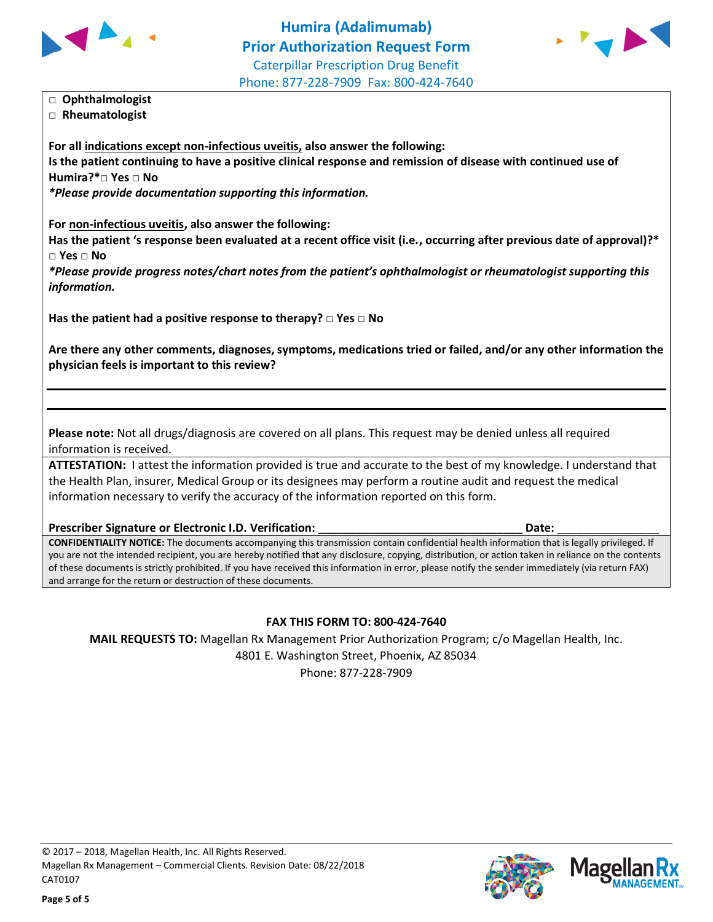□ **Ophthalmologist**
□ **Rheumatologist**

**For all indications except non-infectious uveitis, also answer the following:**
**Is the patient continuing to have a positive clinical response and remission of disease with continued use of Humira?*□ Yes □ No**
***Please provide documentation supporting this information.***

**For non-infectious uveitis, also answer the following:**
**Has the patient 's response been evaluated at a recent office visit (i.e., occurring after previous date of approval)?* □ Yes □ No**
***Please provide progress notes/chart notes from the patient's ophthalmologist or rheumatologist supporting this information.***

**Has the patient had a positive response to therapy? □ Yes □ No**

**Are there any other comments, diagnoses, symptoms, medications tried or failed, and/or any other information the physician feels is important to this review?**

---

---

**Please note:** Not all drugs/diagnosis are covered on all plans. This request may be denied unless all required information is received.

**ATTESTATION:** I attest the information provided is true and accurate to the best of my knowledge. I understand that the Health Plan, insurer, Medical Group or its designees may perform a routine audit and request the medical information necessary to verify the accuracy of the information reported on this form.

**Prescriber Signature or Electronic I.D. Verification: _______________________________ Date: _______________**

**CONFIDENTIALITY NOTICE:** The documents accompanying this transmission contain confidential health information that is legally privileged. If you are not the intended recipient, you are hereby notified that any disclosure, copying, distribution, or action taken in reliance on the contents of these documents is strictly prohibited. If you have received this information in error, please notify the sender immediately (via return FAX) and arrange for the return or destruction of these documents.

**FAX THIS FORM TO: 800-424-7640**

**MAIL REQUESTS TO:** Magellan Rx Management Prior Authorization Program; c/o Magellan Health, Inc.
4801 E. Washington Street, Phoenix, AZ 85034
Phone: 877-228-7909

© 2017 – 2018, Magellan Health, Inc. All Rights Reserved.
Magellan Rx Management – Commercial Clients. Revision Date: 08/22/2018
CAT0107